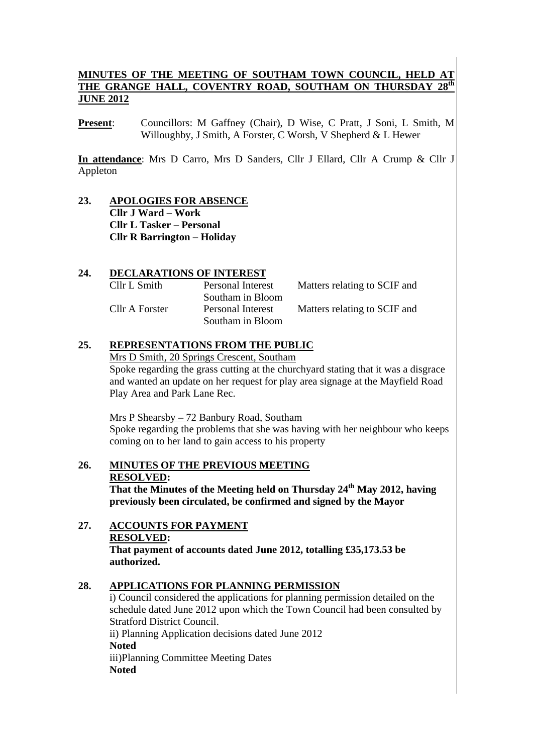**MINUTES OF THE MEETING OF SOUTHAM TOWN COUNCIL, HELD AT THE GRANGE HALL, COVENTRY ROAD, SOUTHAM ON THURSDAY 28th JUNE 2012**

**Present**: Councillors: M Gaffney (Chair), D Wise, C Pratt, J Soni, L Smith, M Willoughby, J Smith, A Forster, C Worsh, V Shepherd & L Hewer

**In attendance**: Mrs D Carro, Mrs D Sanders, Cllr J Ellard, Cllr A Crump & Cllr J Appleton

**23. APOLOGIES FOR ABSENCE**

**Cllr J Ward – Work**
**Cllr L Tasker – Personal**
**Cllr R Barrington – Holiday**

**24. DECLARATIONS OF INTEREST**

| | | |
|---|---|---|
| Cllr L Smith | Personal Interest Southam in Bloom | Matters relating to SCIF and |
| Cllr A Forster | Personal Interest Southam in Bloom | Matters relating to SCIF and |

**25. REPRESENTATIONS FROM THE PUBLIC**

Mrs D Smith, 20 Springs Crescent, Southam

Spoke regarding the grass cutting at the churchyard stating that it was a disgrace and wanted an update on her request for play area signage at the Mayfield Road Play Area and Park Lane Rec.

Mrs P Shearsby – 72 Banbury Road, Southam

Spoke regarding the problems that she was having with her neighbour who keeps coming on to her land to gain access to his property

**26. MINUTES OF THE PREVIOUS MEETING**

**RESOLVED:**

**That the Minutes of the Meeting held on Thursday 24th May 2012, having previously been circulated, be confirmed and signed by the Mayor**

**27. ACCOUNTS FOR PAYMENT**

**RESOLVED:**

**That payment of accounts dated June 2012, totalling £35,173.53 be authorized.**

**28. APPLICATIONS FOR PLANNING PERMISSION**

i) Council considered the applications for planning permission detailed on the schedule dated June 2012 upon which the Town Council had been consulted by Stratford District Council.

ii) Planning Application decisions dated June 2012

**Noted**

iii)Planning Committee Meeting Dates

**Noted**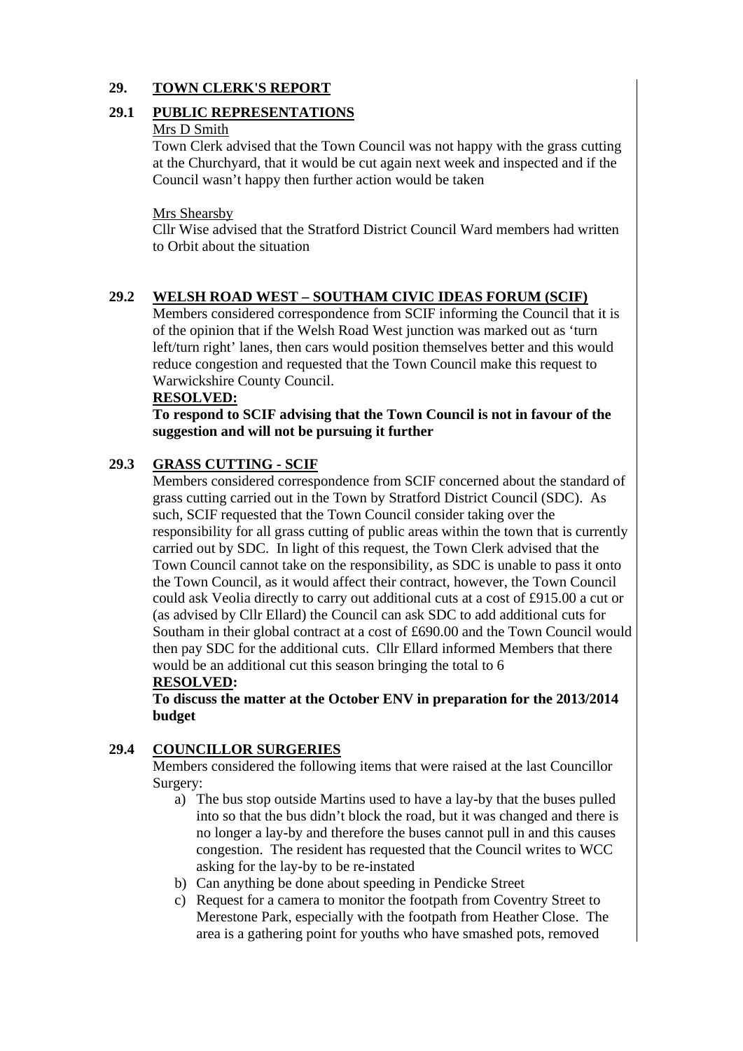## 29. TOWN CLERK'S REPORT

### 29.1 PUBLIC REPRESENTATIONS

Mrs D Smith

Town Clerk advised that the Town Council was not happy with the grass cutting at the Churchyard, that it would be cut again next week and inspected and if the Council wasn't happy then further action would be taken

Mrs Shearsby

Cllr Wise advised that the Stratford District Council Ward members had written to Orbit about the situation

### 29.2 WELSH ROAD WEST – SOUTHAM CIVIC IDEAS FORUM (SCIF)

Members considered correspondence from SCIF informing the Council that it is of the opinion that if the Welsh Road West junction was marked out as 'turn left/turn right' lanes, then cars would position themselves better and this would reduce congestion and requested that the Town Council make this request to Warwickshire County Council.

**RESOLVED:**

**To respond to SCIF advising that the Town Council is not in favour of the suggestion and will not be pursuing it further**

### 29.3 GRASS CUTTING - SCIF

Members considered correspondence from SCIF concerned about the standard of grass cutting carried out in the Town by Stratford District Council (SDC). As such, SCIF requested that the Town Council consider taking over the responsibility for all grass cutting of public areas within the town that is currently carried out by SDC. In light of this request, the Town Clerk advised that the Town Council cannot take on the responsibility, as SDC is unable to pass it onto the Town Council, as it would affect their contract, however, the Town Council could ask Veolia directly to carry out additional cuts at a cost of £915.00 a cut or (as advised by Cllr Ellard) the Council can ask SDC to add additional cuts for Southam in their global contract at a cost of £690.00 and the Town Council would then pay SDC for the additional cuts. Cllr Ellard informed Members that there would be an additional cut this season bringing the total to 6

**RESOLVED:**

**To discuss the matter at the October ENV in preparation for the 2013/2014 budget**

### 29.4 COUNCILLOR SURGERIES

Members considered the following items that were raised at the last Councillor Surgery:

a) The bus stop outside Martins used to have a lay-by that the buses pulled into so that the bus didn't block the road, but it was changed and there is no longer a lay-by and therefore the buses cannot pull in and this causes congestion. The resident has requested that the Council writes to WCC asking for the lay-by to be re-instated
b) Can anything be done about speeding in Pendicke Street
c) Request for a camera to monitor the footpath from Coventry Street to Merestone Park, especially with the footpath from Heather Close. The area is a gathering point for youths who have smashed pots, removed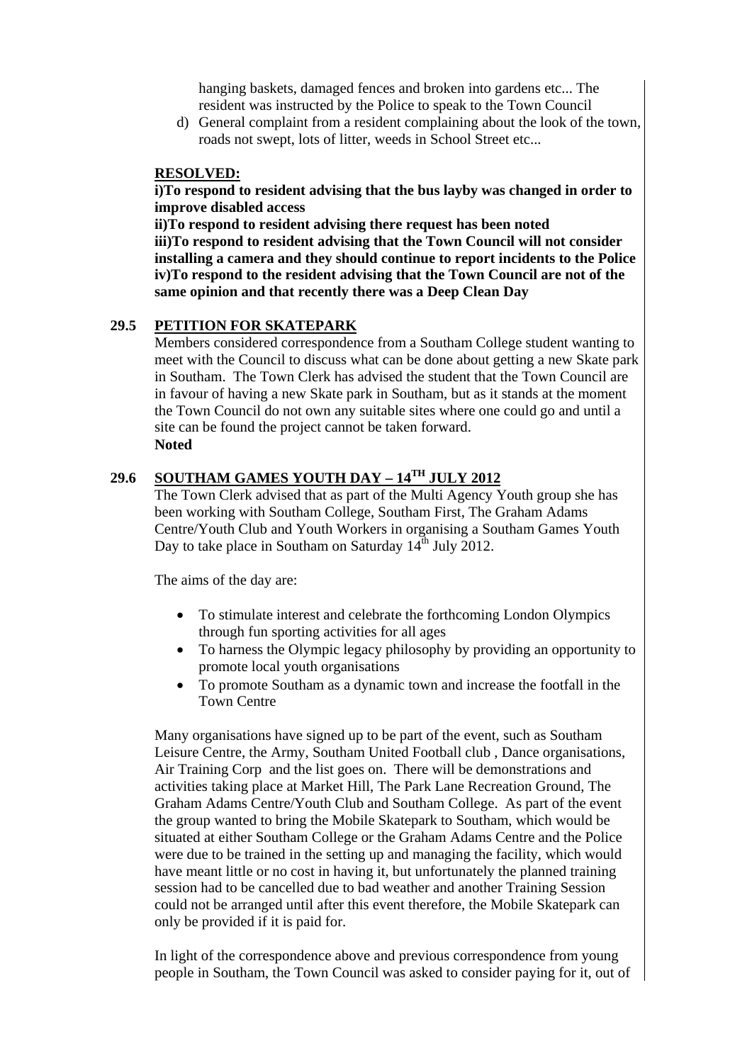hanging baskets, damaged fences and broken into gardens etc... The resident was instructed by the Police to speak to the Town Council

d) General complaint from a resident complaining about the look of the town, roads not swept, lots of litter, weeds in School Street etc...

**RESOLVED:**

**i)To respond to resident advising that the bus layby was changed in order to improve disabled access**

**ii)To respond to resident advising there request has been noted**

**iii)To respond to resident advising that the Town Council will not consider installing a camera and they should continue to report incidents to the Police**

**iv)To respond to the resident advising that the Town Council are not of the same opinion and that recently there was a Deep Clean Day**

## 29.5 PETITION FOR SKATEPARK

Members considered correspondence from a Southam College student wanting to meet with the Council to discuss what can be done about getting a new Skate park in Southam. The Town Clerk has advised the student that the Town Council are in favour of having a new Skate park in Southam, but as it stands at the moment the Town Council do not own any suitable sites where one could go and until a site can be found the project cannot be taken forward.

**Noted**

## 29.6 SOUTHAM GAMES YOUTH DAY – 14TH JULY 2012

The Town Clerk advised that as part of the Multi Agency Youth group she has been working with Southam College, Southam First, The Graham Adams Centre/Youth Club and Youth Workers in organising a Southam Games Youth Day to take place in Southam on Saturday 14th July 2012.

The aims of the day are:

- To stimulate interest and celebrate the forthcoming London Olympics through fun sporting activities for all ages
- To harness the Olympic legacy philosophy by providing an opportunity to promote local youth organisations
- To promote Southam as a dynamic town and increase the footfall in the Town Centre

Many organisations have signed up to be part of the event, such as Southam Leisure Centre, the Army, Southam United Football club , Dance organisations, Air Training Corp and the list goes on. There will be demonstrations and activities taking place at Market Hill, The Park Lane Recreation Ground, The Graham Adams Centre/Youth Club and Southam College. As part of the event the group wanted to bring the Mobile Skatepark to Southam, which would be situated at either Southam College or the Graham Adams Centre and the Police were due to be trained in the setting up and managing the facility, which would have meant little or no cost in having it, but unfortunately the planned training session had to be cancelled due to bad weather and another Training Session could not be arranged until after this event therefore, the Mobile Skatepark can only be provided if it is paid for.

In light of the correspondence above and previous correspondence from young people in Southam, the Town Council was asked to consider paying for it, out of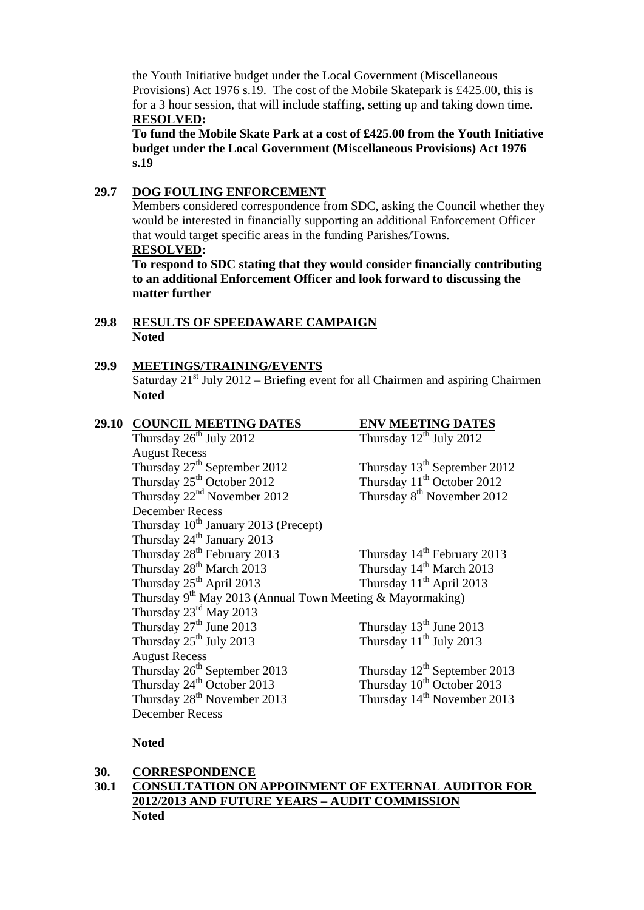the Youth Initiative budget under the Local Government (Miscellaneous Provisions) Act 1976 s.19. The cost of the Mobile Skatepark is £425.00, this is for a 3 hour session, that will include staffing, setting up and taking down time.

**RESOLVED:**

**To fund the Mobile Skate Park at a cost of £425.00 from the Youth Initiative budget under the Local Government (Miscellaneous Provisions) Act 1976 s.19**

**29.7 DOG FOULING ENFORCEMENT**

Members considered correspondence from SDC, asking the Council whether they would be interested in financially supporting an additional Enforcement Officer that would target specific areas in the funding Parishes/Towns.

**RESOLVED:**

**To respond to SDC stating that they would consider financially contributing to an additional Enforcement Officer and look forward to discussing the matter further**

**29.8 RESULTS OF SPEEDAWARE CAMPAIGN**

**Noted**

**29.9 MEETINGS/TRAINING/EVENTS**

Saturday 21st July 2012 – Briefing event for all Chairmen and aspiring Chairmen

**Noted**

**29.10 COUNCIL MEETING DATES**

| COUNCIL MEETING DATES | ENV MEETING DATES |
|---|---|
| Thursday 26th July 2012 | Thursday 12th July 2012 |
| August Recess | |
| Thursday 27th September 2012 | Thursday 13th September 2012 |
| Thursday 25th October 2012 | Thursday 11th October 2012 |
| Thursday 22nd November 2012 | Thursday 8th November 2012 |
| December Recess | |
| Thursday 10th January 2013 (Precept) | |
| Thursday 24th January 2013 | |
| Thursday 28th February 2013 | Thursday 14th February 2013 |
| Thursday 28th March 2013 | Thursday 14th March 2013 |
| Thursday 25th April 2013 | Thursday 11th April 2013 |
| Thursday 9th May 2013 (Annual Town Meeting & Mayormaking) | |
| Thursday 23rd May 2013 | |
| Thursday 27th June 2013 | Thursday 13th June 2013 |
| Thursday 25th July 2013 | Thursday 11th July 2013 |
| August Recess | |
| Thursday 26th September 2013 | Thursday 12th September 2013 |
| Thursday 24th October 2013 | Thursday 10th October 2013 |
| Thursday 28th November 2013 | Thursday 14th November 2013 |
| December Recess | |

**Noted**

**30. CORRESPONDENCE**

**30.1 CONSULTATION ON APPOINMENT OF EXTERNAL AUDITOR FOR 2012/2013 AND FUTURE YEARS – AUDIT COMMISSION**

**Noted**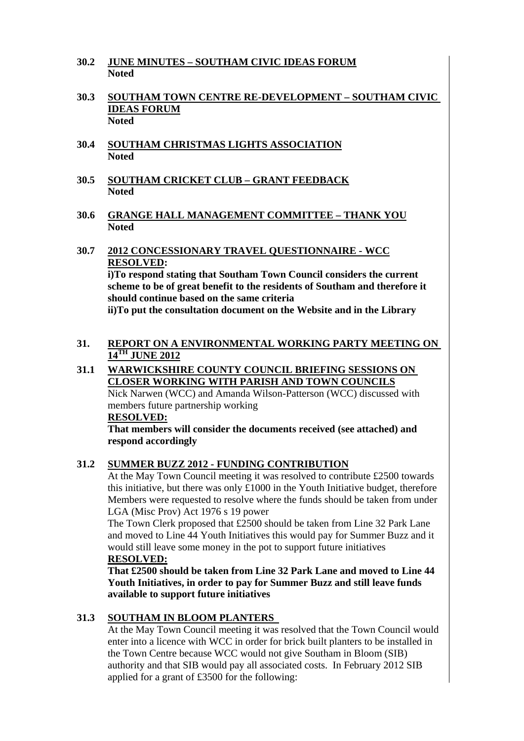**30.2 JUNE MINUTES – SOUTHAM CIVIC IDEAS FORUM**
**Noted**

**30.3 SOUTHAM TOWN CENTRE RE-DEVELOPMENT – SOUTHAM CIVIC IDEAS FORUM**
**Noted**

**30.4 SOUTHAM CHRISTMAS LIGHTS ASSOCIATION**
**Noted**

**30.5 SOUTHAM CRICKET CLUB – GRANT FEEDBACK**
**Noted**

**30.6 GRANGE HALL MANAGEMENT COMMITTEE – THANK YOU**
**Noted**

**30.7 2012 CONCESSIONARY TRAVEL QUESTIONNAIRE - WCC**
**RESOLVED:**
**i)To respond stating that Southam Town Council considers the current scheme to be of great benefit to the residents of Southam and therefore it should continue based on the same criteria**
**ii)To put the consultation document on the Website and in the Library**

**31. REPORT ON A ENVIRONMENTAL WORKING PARTY MEETING ON 14TH JUNE 2012**

**31.1 WARWICKSHIRE COUNTY COUNCIL BRIEFING SESSIONS ON CLOSER WORKING WITH PARISH AND TOWN COUNCILS**
Nick Narwen (WCC) and Amanda Wilson-Patterson (WCC) discussed with members future partnership working
**RESOLVED:**
**That members will consider the documents received (see attached) and respond accordingly**

**31.2 SUMMER BUZZ 2012 - FUNDING CONTRIBUTION**
At the May Town Council meeting it was resolved to contribute £2500 towards this initiative, but there was only £1000 in the Youth Initiative budget, therefore Members were requested to resolve where the funds should be taken from under LGA (Misc Prov) Act 1976 s 19 power
The Town Clerk proposed that £2500 should be taken from Line 32 Park Lane and moved to Line 44 Youth Initiatives this would pay for Summer Buzz and it would still leave some money in the pot to support future initiatives
**RESOLVED:**
**That £2500 should be taken from Line 32 Park Lane and moved to Line 44 Youth Initiatives, in order to pay for Summer Buzz and still leave funds available to support future initiatives**

**31.3 SOUTHAM IN BLOOM PLANTERS**
At the May Town Council meeting it was resolved that the Town Council would enter into a licence with WCC in order for brick built planters to be installed in the Town Centre because WCC would not give Southam in Bloom (SIB) authority and that SIB would pay all associated costs. In February 2012 SIB applied for a grant of £3500 for the following: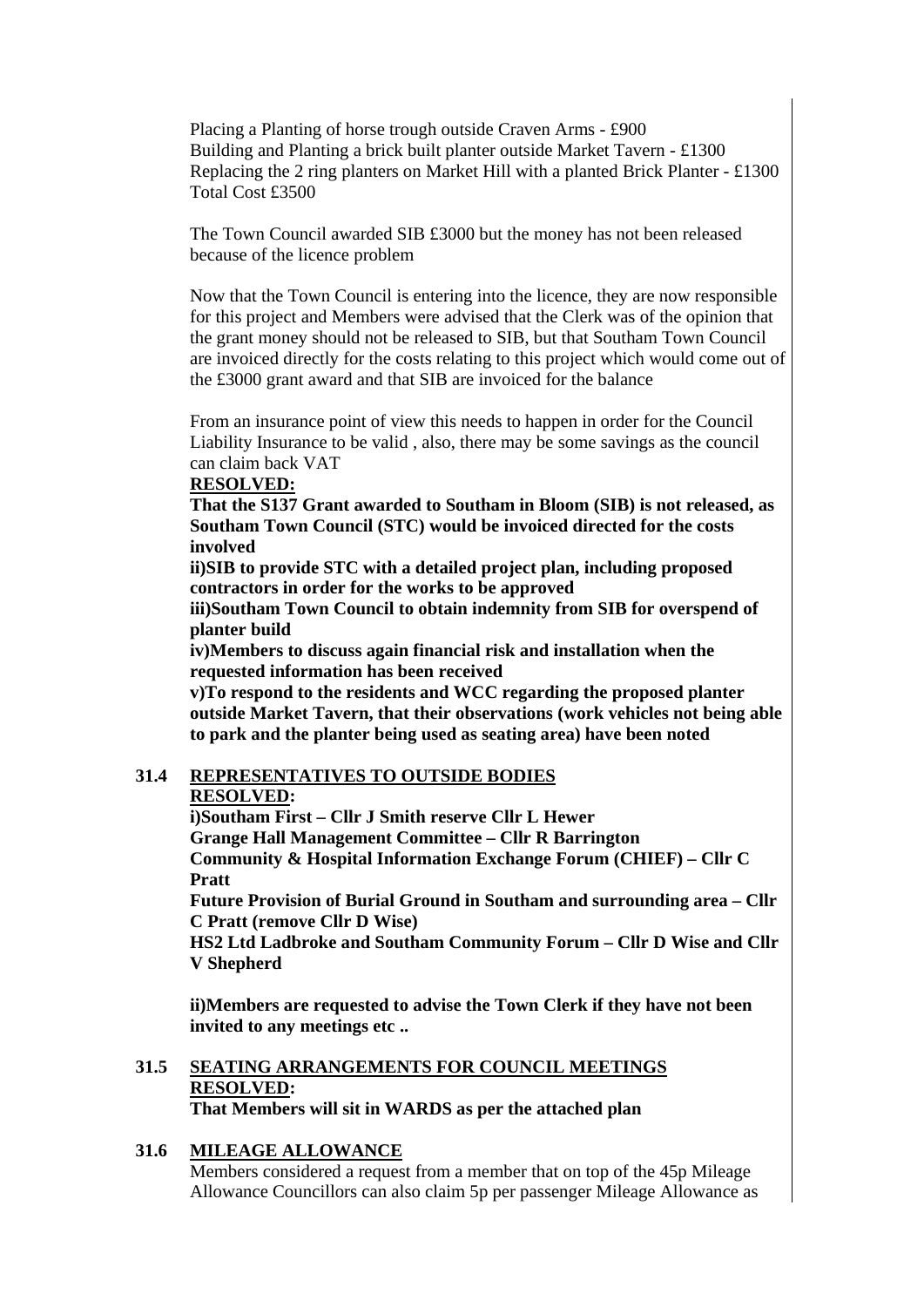Placing a Planting of horse trough outside Craven Arms - £900
Building and Planting a brick built planter outside Market Tavern - £1300
Replacing the 2 ring planters on Market Hill with a planted Brick Planter - £1300
Total Cost £3500

The Town Council awarded SIB £3000 but the money has not been released because of the licence problem

Now that the Town Council is entering into the licence, they are now responsible for this project and Members were advised that the Clerk was of the opinion that the grant money should not be released to SIB, but that Southam Town Council are invoiced directly for the costs relating to this project which would come out of the £3000 grant award and that SIB are invoiced for the balance

From an insurance point of view this needs to happen in order for the Council Liability Insurance to be valid , also, there may be some savings as the council can claim back VAT

**RESOLVED:**

**That the S137 Grant awarded to Southam in Bloom (SIB) is not released, as Southam Town Council (STC) would be invoiced directed for the costs involved**

**ii)SIB to provide STC with a detailed project plan, including proposed contractors in order for the works to be approved**

**iii)Southam Town Council to obtain indemnity from SIB for overspend of planter build**

**iv)Members to discuss again financial risk and installation when the requested information has been received**

**v)To respond to the residents and WCC regarding the proposed planter outside Market Tavern, that their observations (work vehicles not being able to park and the planter being used as seating area) have been noted**

**31.4 REPRESENTATIVES TO OUTSIDE BODIES**

**RESOLVED:**

**i)Southam First – Cllr J Smith reserve Cllr L Hewer**

**Grange Hall Management Committee – Cllr R Barrington**

**Community & Hospital Information Exchange Forum (CHIEF) – Cllr C Pratt**

**Future Provision of Burial Ground in Southam and surrounding area – Cllr C Pratt (remove Cllr D Wise)**

**HS2 Ltd Ladbroke and Southam Community Forum – Cllr D Wise and Cllr V Shepherd**

**ii)Members are requested to advise the Town Clerk if they have not been invited to any meetings etc ..**

**31.5 SEATING ARRANGEMENTS FOR COUNCIL MEETINGS**

**RESOLVED:**

**That Members will sit in WARDS as per the attached plan**

**31.6 MILEAGE ALLOWANCE**

Members considered a request from a member that on top of the 45p Mileage Allowance Councillors can also claim 5p per passenger Mileage Allowance as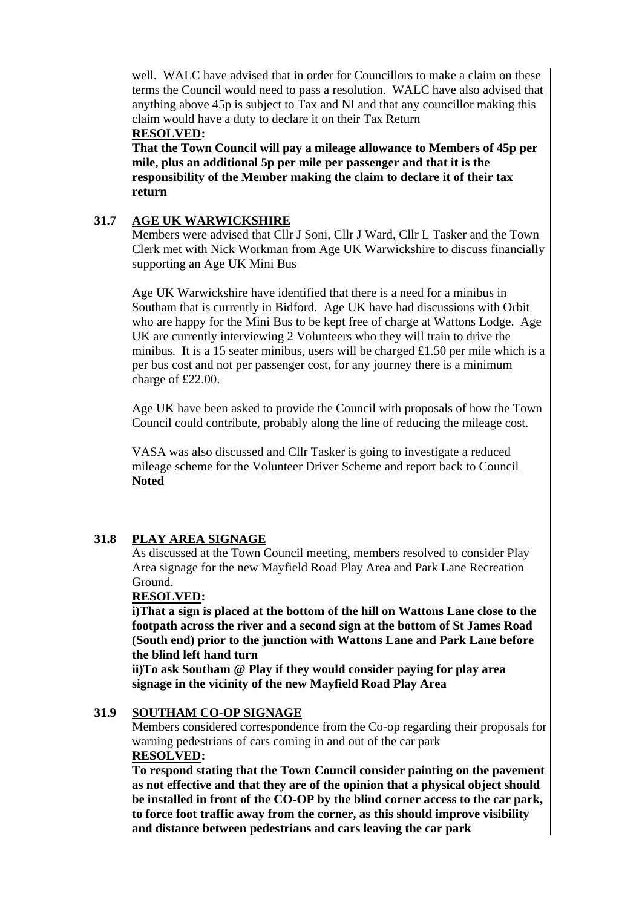well. WALC have advised that in order for Councillors to make a claim on these terms the Council would need to pass a resolution. WALC have also advised that anything above 45p is subject to Tax and NI and that any councillor making this claim would have a duty to declare it on their Tax Return

**RESOLVED:**

**That the Town Council will pay a mileage allowance to Members of 45p per mile, plus an additional 5p per mile per passenger and that it is the responsibility of the Member making the claim to declare it of their tax return**

## 31.7 AGE UK WARWICKSHIRE

Members were advised that Cllr J Soni, Cllr J Ward, Cllr L Tasker and the Town Clerk met with Nick Workman from Age UK Warwickshire to discuss financially supporting an Age UK Mini Bus

Age UK Warwickshire have identified that there is a need for a minibus in Southam that is currently in Bidford. Age UK have had discussions with Orbit who are happy for the Mini Bus to be kept free of charge at Wattons Lodge. Age UK are currently interviewing 2 Volunteers who they will train to drive the minibus. It is a 15 seater minibus, users will be charged £1.50 per mile which is a per bus cost and not per passenger cost, for any journey there is a minimum charge of £22.00.

Age UK have been asked to provide the Council with proposals of how the Town Council could contribute, probably along the line of reducing the mileage cost.

VASA was also discussed and Cllr Tasker is going to investigate a reduced mileage scheme for the Volunteer Driver Scheme and report back to Council

**Noted**

## 31.8 PLAY AREA SIGNAGE

As discussed at the Town Council meeting, members resolved to consider Play Area signage for the new Mayfield Road Play Area and Park Lane Recreation Ground.

**RESOLVED:**

**i)That a sign is placed at the bottom of the hill on Wattons Lane close to the footpath across the river and a second sign at the bottom of St James Road (South end) prior to the junction with Wattons Lane and Park Lane before the blind left hand turn**

**ii)To ask Southam @ Play if they would consider paying for play area signage in the vicinity of the new Mayfield Road Play Area**

## 31.9 SOUTHAM CO-OP SIGNAGE

Members considered correspondence from the Co-op regarding their proposals for warning pedestrians of cars coming in and out of the car park

**RESOLVED:**

**To respond stating that the Town Council consider painting on the pavement as not effective and that they are of the opinion that a physical object should be installed in front of the CO-OP by the blind corner access to the car park, to force foot traffic away from the corner, as this should improve visibility and distance between pedestrians and cars leaving the car park**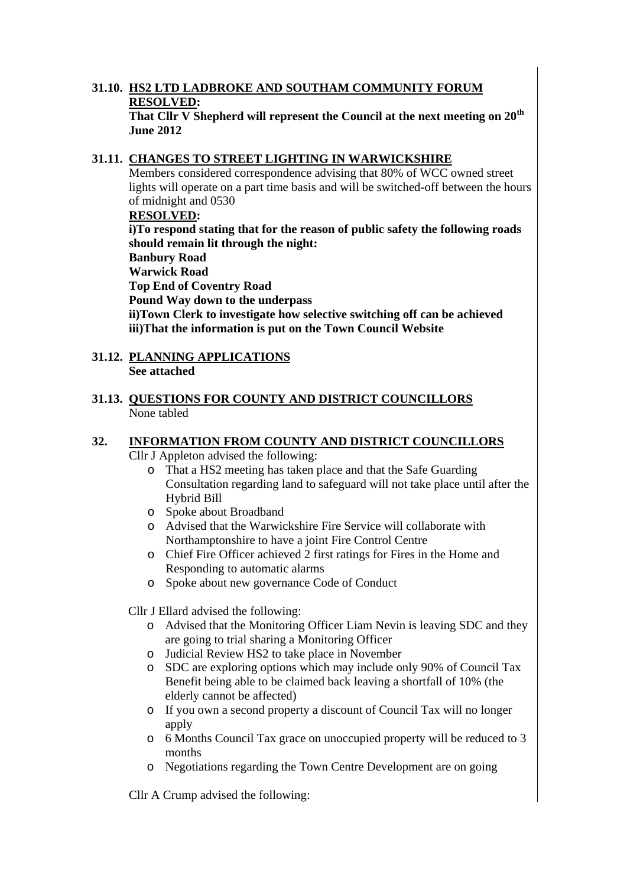**31.10. <u>HS2 LTD LADBROKE AND SOUTHAM COMMUNITY FORUM</u>**

**<u>RESOLVED</u>:**

**That Cllr V Shepherd will represent the Council at the next meeting on 20th June 2012**

**31.11. <u>CHANGES TO STREET LIGHTING IN WARWICKSHIRE</u>**

Members considered correspondence advising that 80% of WCC owned street lights will operate on a part time basis and will be switched-off between the hours of midnight and 0530

**<u>RESOLVED</u>:**

**i)To respond stating that for the reason of public safety the following roads should remain lit through the night:**
**Banbury Road**
**Warwick Road**
**Top End of Coventry Road**
**Pound Way down to the underpass**
**ii)Town Clerk to investigate how selective switching off can be achieved**
**iii)That the information is put on the Town Council Website**

**31.12. <u>PLANNING APPLICATIONS</u>**

**See attached**

**31.13. <u>QUESTIONS FOR COUNTY AND DISTRICT COUNCILLORS</u>**

None tabled

**32. <u>INFORMATION FROM COUNTY AND DISTRICT COUNCILLORS</u>**

Cllr J Appleton advised the following:

- That a HS2 meeting has taken place and that the Safe Guarding Consultation regarding land to safeguard will not take place until after the Hybrid Bill
- Spoke about Broadband
- Advised that the Warwickshire Fire Service will collaborate with Northamptonshire to have a joint Fire Control Centre
- Chief Fire Officer achieved 2 first ratings for Fires in the Home and Responding to automatic alarms
- Spoke about new governance Code of Conduct

Cllr J Ellard advised the following:

- Advised that the Monitoring Officer Liam Nevin is leaving SDC and they are going to trial sharing a Monitoring Officer
- Judicial Review HS2 to take place in November
- SDC are exploring options which may include only 90% of Council Tax Benefit being able to be claimed back leaving a shortfall of 10% (the elderly cannot be affected)
- If you own a second property a discount of Council Tax will no longer apply
- 6 Months Council Tax grace on unoccupied property will be reduced to 3 months
- Negotiations regarding the Town Centre Development are on going

Cllr A Crump advised the following: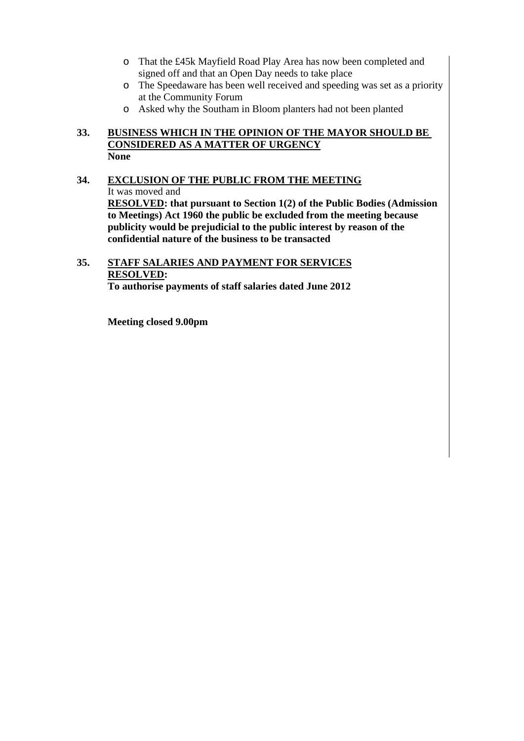- That the £45k Mayfield Road Play Area has now been completed and signed off and that an Open Day needs to take place
- The Speedaware has been well received and speeding was set as a priority at the Community Forum
- Asked why the Southam in Bloom planters had not been planted

**33. BUSINESS WHICH IN THE OPINION OF THE MAYOR SHOULD BE CONSIDERED AS A MATTER OF URGENCY**

**None**

**34. EXCLUSION OF THE PUBLIC FROM THE MEETING**

It was moved and

**RESOLVED: that pursuant to Section 1(2) of the Public Bodies (Admission to Meetings) Act 1960 the public be excluded from the meeting because publicity would be prejudicial to the public interest by reason of the confidential nature of the business to be transacted**

**35. STAFF SALARIES AND PAYMENT FOR SERVICES**

**RESOLVED:**

**To authorise payments of staff salaries dated June 2012**

**Meeting closed 9.00pm**